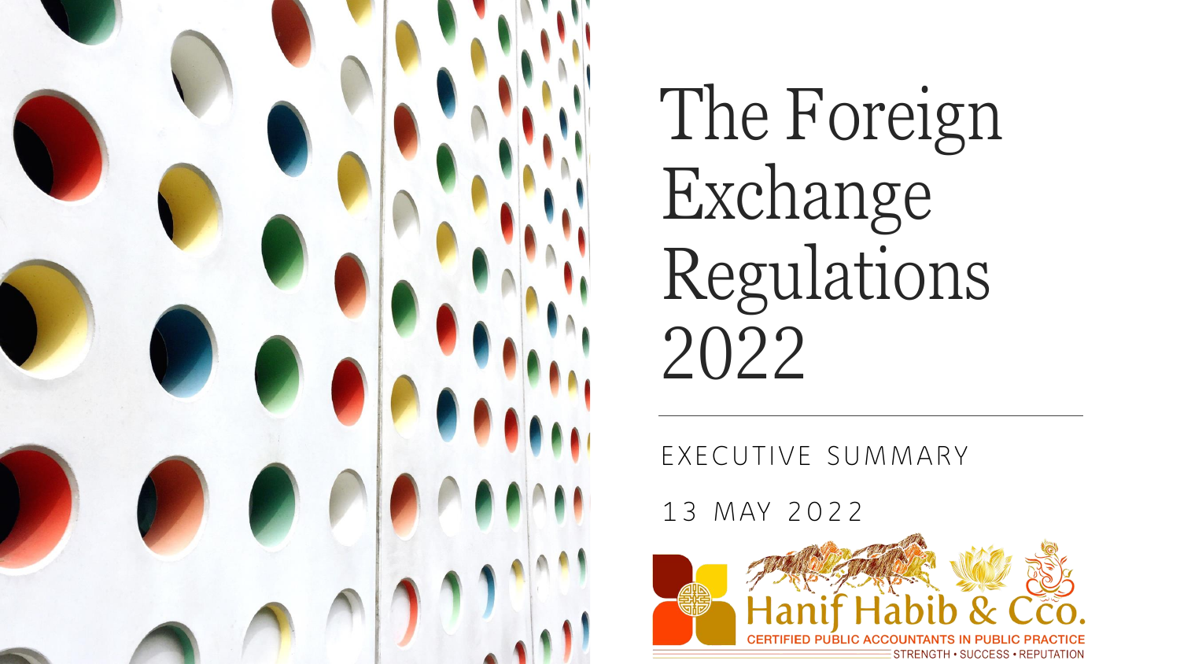# The Foreign Exchange Regulations 2022

EXECUTIVE SUMMARY

13 MAY 2022

Hanif Habib & Co.

CERTIFIED PUBLIC ACCOUNTANTS IN PUBLIC PRACTICE

STRENGTH • SUCCESS • REPUTATION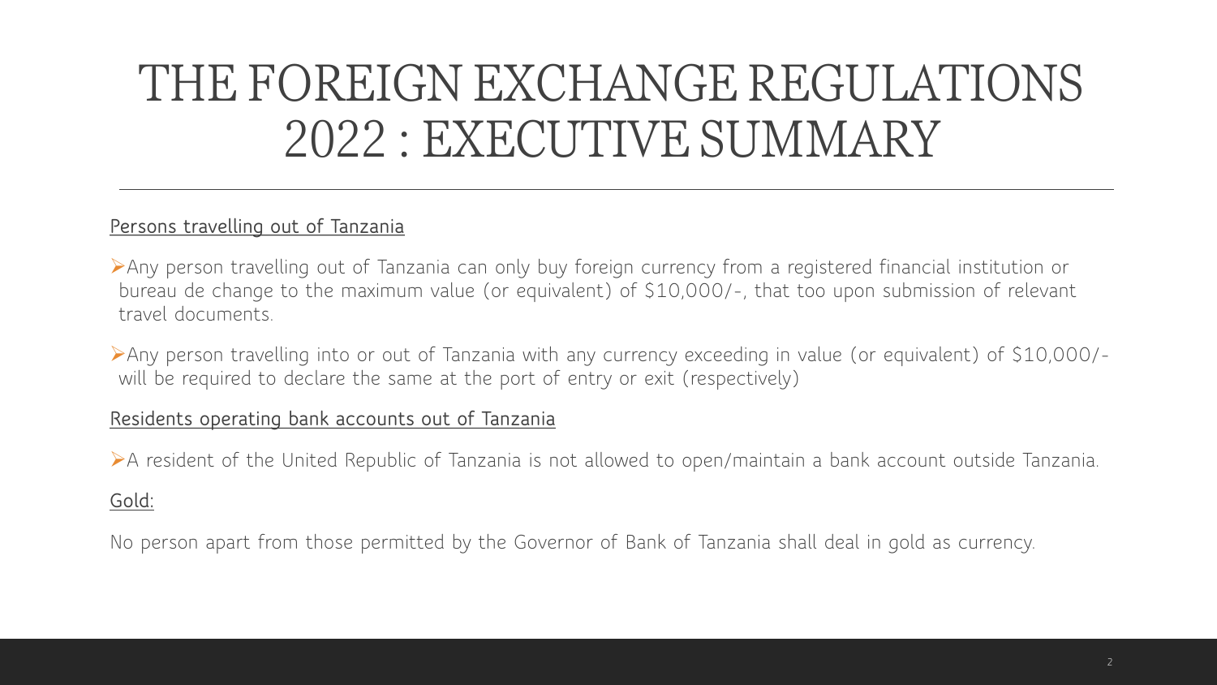# THE FOREIGN EXCHANGE REGULATIONS 2022 : EXECUTIVE SUMMARY

Persons travelling out of Tanzania

- Any person travelling out of Tanzania can only buy foreign currency from a registered financial institution or bureau de change to the maximum value (or equivalent) of $10,000/-, that too upon submission of relevant travel documents.
- Any person travelling into or out of Tanzania with any currency exceeding in value (or equivalent) of $10,000/- will be required to declare the same at the port of entry or exit (respectively)

Residents operating bank accounts out of Tanzania

- A resident of the United Republic of Tanzania is not allowed to open/maintain a bank account outside Tanzania.

Gold:

No person apart from those permitted by the Governor of Bank of Tanzania shall deal in gold as currency.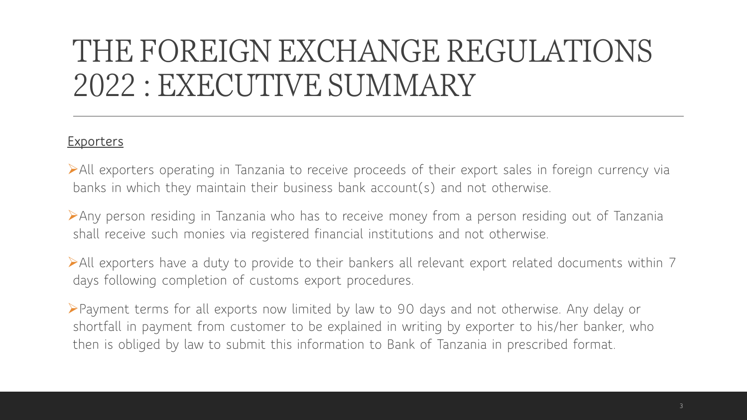# THE FOREIGN EXCHANGE REGULATIONS 2022 : EXECUTIVE SUMMARY

Exporters

- All exporters operating in Tanzania to receive proceeds of their export sales in foreign currency via banks in which they maintain their business bank account(s) and not otherwise.
- Any person residing in Tanzania who has to receive money from a person residing out of Tanzania shall receive such monies via registered financial institutions and not otherwise.
- All exporters have a duty to provide to their bankers all relevant export related documents within 7 days following completion of customs export procedures.
- Payment terms for all exports now limited by law to 90 days and not otherwise. Any delay or shortfall in payment from customer to be explained in writing by exporter to his/her banker, who then is obliged by law to submit this information to Bank of Tanzania in prescribed format.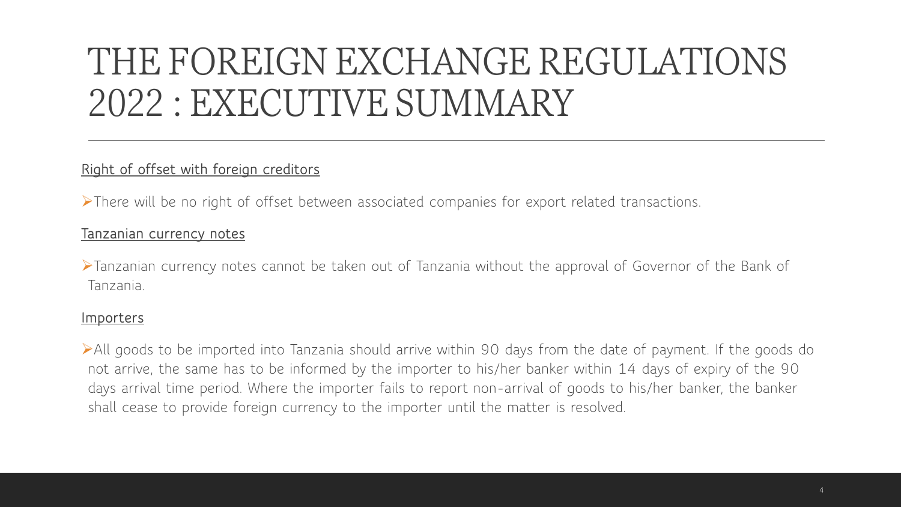# THE FOREIGN EXCHANGE REGULATIONS 2022 : EXECUTIVE SUMMARY

<u>Right of offset with foreign creditors</u>

- There will be no right of offset between associated companies for export related transactions.

<u>Tanzanian currency notes</u>

- Tanzanian currency notes cannot be taken out of Tanzania without the approval of Governor of the Bank of Tanzania.

<u>Importers</u>

- All goods to be imported into Tanzania should arrive within 90 days from the date of payment. If the goods do not arrive, the same has to be informed by the importer to his/her banker within 14 days of expiry of the 90 days arrival time period. Where the importer fails to report non-arrival of goods to his/her banker, the banker shall cease to provide foreign currency to the importer until the matter is resolved.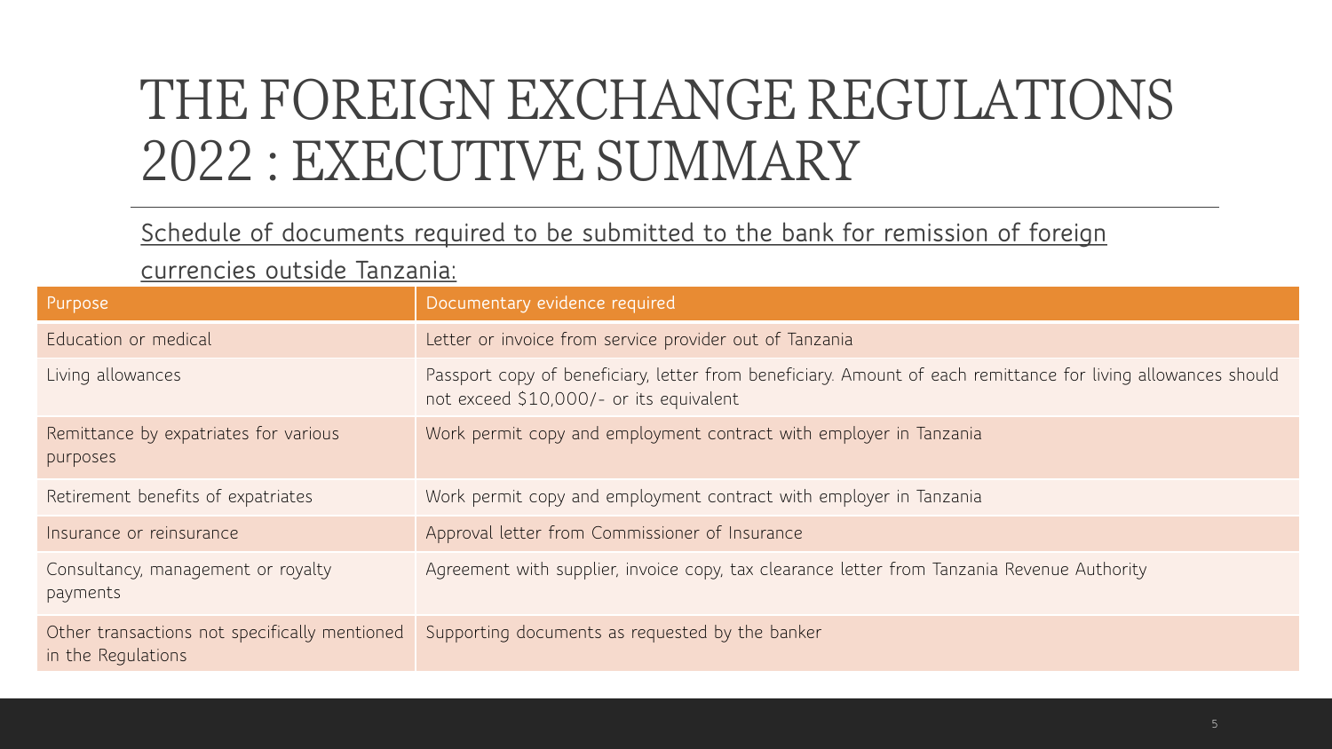# THE FOREIGN EXCHANGE REGULATIONS 2022 : EXECUTIVE SUMMARY

Schedule of documents required to be submitted to the bank for remission of foreign currencies outside Tanzania:

| Purpose | Documentary evidence required |
| --- | --- |
| Education or medical | Letter or invoice from service provider out of Tanzania |
| Living allowances | Passport copy of beneficiary, letter from beneficiary. Amount of each remittance for living allowances should not exceed $10,000/- or its equivalent |
| Remittance by expatriates for various purposes | Work permit copy and employment contract with employer in Tanzania |
| Retirement benefits of expatriates | Work permit copy and employment contract with employer in Tanzania |
| Insurance or reinsurance | Approval letter from Commissioner of Insurance |
| Consultancy, management or royalty payments | Agreement with supplier, invoice copy, tax clearance letter from Tanzania Revenue Authority |
| Other transactions not specifically mentioned in the Regulations | Supporting documents as requested by the banker |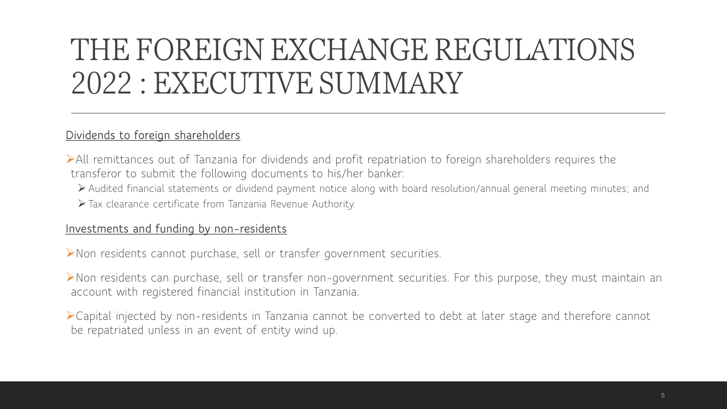# THE FOREIGN EXCHANGE REGULATIONS 2022 : EXECUTIVE SUMMARY

Dividends to foreign shareholders

- All remittances out of Tanzania for dividends and profit repatriation to foreign shareholders requires the transferor to submit the following documents to his/her banker:
  - Audited financial statements or dividend payment notice along with board resolution/annual general meeting minutes; and
  - Tax clearance certificate from Tanzania Revenue Authority.

Investments and funding by non-residents

- Non residents cannot purchase, sell or transfer government securities.
- Non residents can purchase, sell or transfer non-government securities. For this purpose, they must maintain an account with registered financial institution in Tanzania.
- Capital injected by non-residents in Tanzania cannot be converted to debt at later stage and therefore cannot be repatriated unless in an event of entity wind up.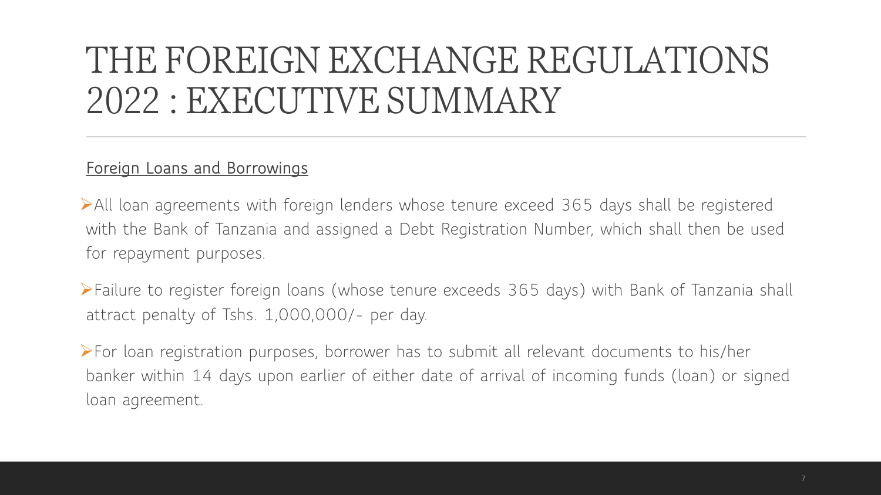# THE FOREIGN EXCHANGE REGULATIONS 2022 : EXECUTIVE SUMMARY

Foreign Loans and Borrowings

- All loan agreements with foreign lenders whose tenure exceed 365 days shall be registered with the Bank of Tanzania and assigned a Debt Registration Number, which shall then be used for repayment purposes.
- Failure to register foreign loans (whose tenure exceeds 365 days) with Bank of Tanzania shall attract penalty of Tshs. 1,000,000/- per day.
- For loan registration purposes, borrower has to submit all relevant documents to his/her banker within 14 days upon earlier of either date of arrival of incoming funds (loan) or signed loan agreement.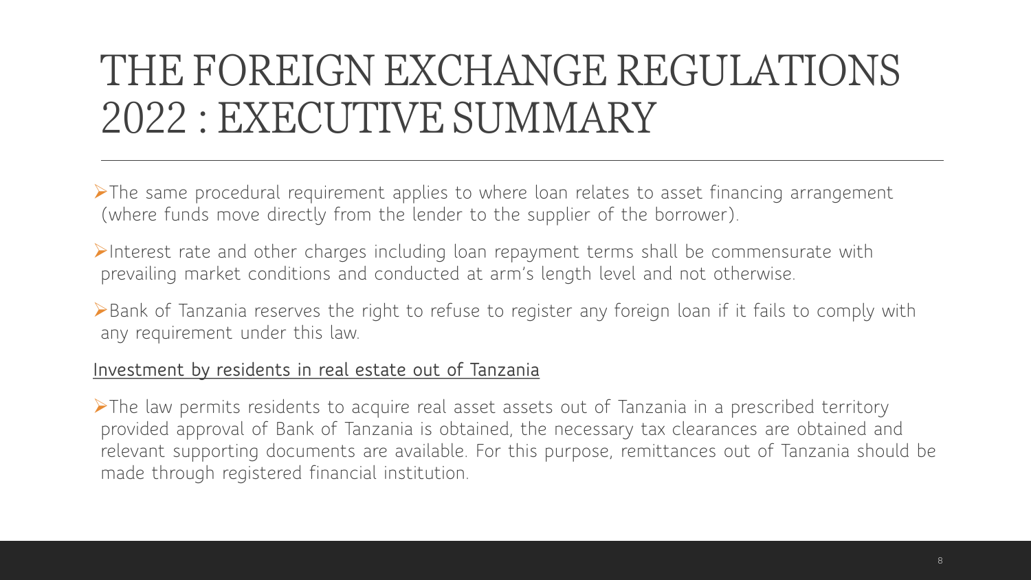# THE FOREIGN EXCHANGE REGULATIONS 2022 : EXECUTIVE SUMMARY

- The same procedural requirement applies to where loan relates to asset financing arrangement (where funds move directly from the lender to the supplier of the borrower).
- Interest rate and other charges including loan repayment terms shall be commensurate with prevailing market conditions and conducted at arm's length level and not otherwise.
- Bank of Tanzania reserves the right to refuse to register any foreign loan if it fails to comply with any requirement under this law.

<u>Investment by residents in real estate out of Tanzania</u>

- The law permits residents to acquire real asset assets out of Tanzania in a prescribed territory provided approval of Bank of Tanzania is obtained, the necessary tax clearances are obtained and relevant supporting documents are available. For this purpose, remittances out of Tanzania should be made through registered financial institution.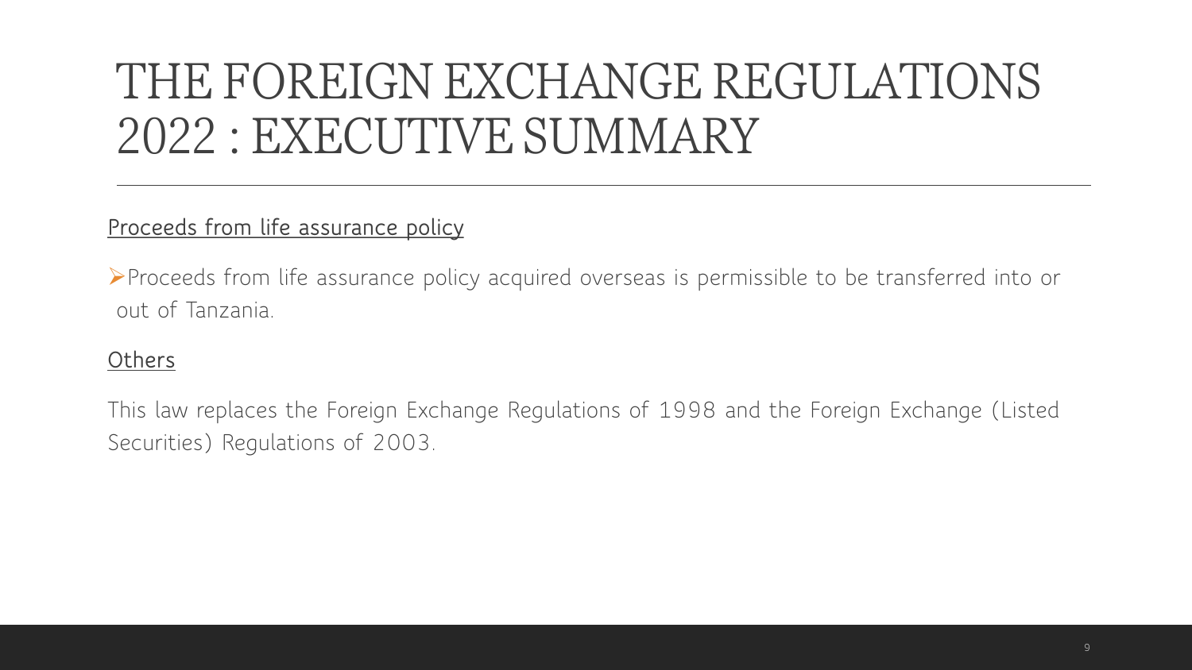# THE FOREIGN EXCHANGE REGULATIONS 2022 : EXECUTIVE SUMMARY

Proceeds from life assurance policy

- Proceeds from life assurance policy acquired overseas is permissible to be transferred into or out of Tanzania.

Others

This law replaces the Foreign Exchange Regulations of 1998 and the Foreign Exchange (Listed Securities) Regulations of 2003.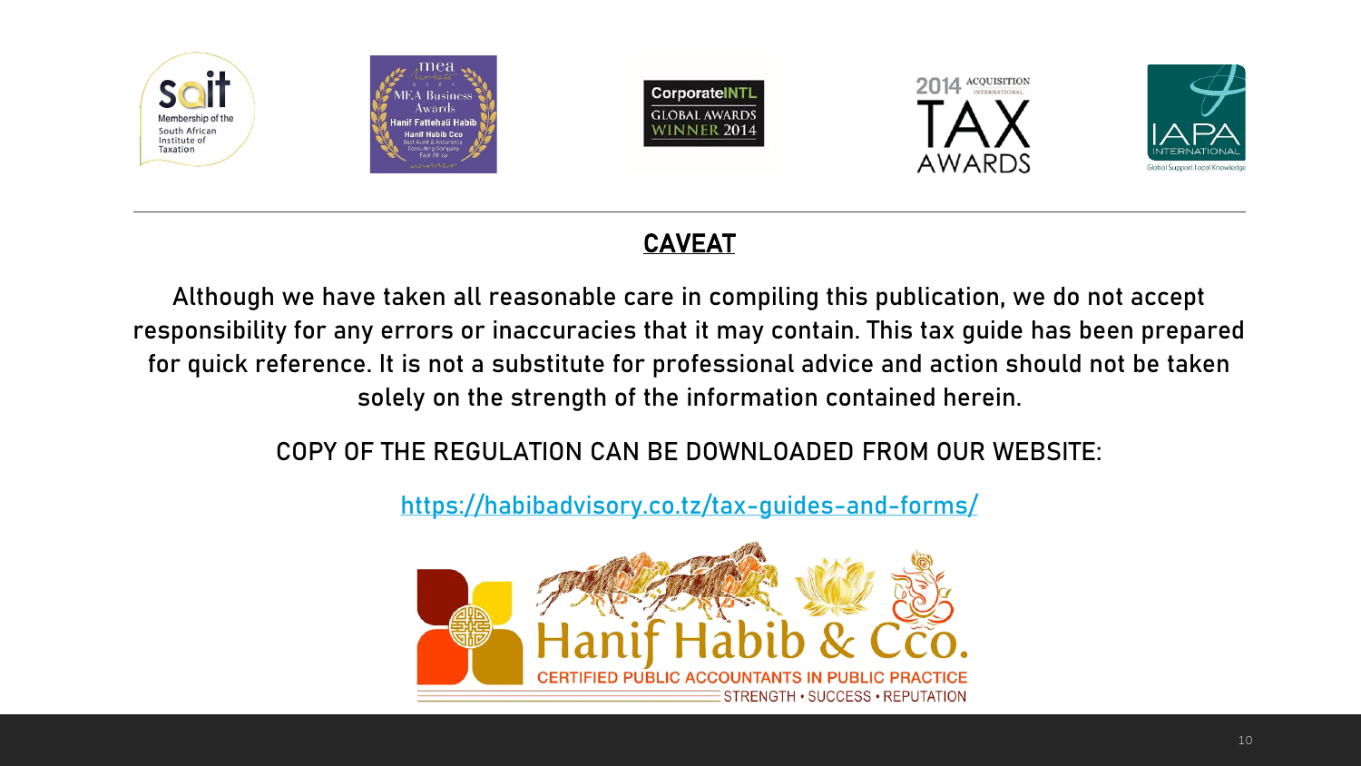## CAVEAT

Although we have taken all reasonable care in compiling this publication, we do not accept responsibility for any errors or inaccuracies that it may contain. This tax guide has been prepared for quick reference. It is not a substitute for professional advice and action should not be taken solely on the strength of the information contained herein.

COPY OF THE REGULATION CAN BE DOWNLOADED FROM OUR WEBSITE:

https://habibadvisory.co.tz/tax-guides-and-forms/